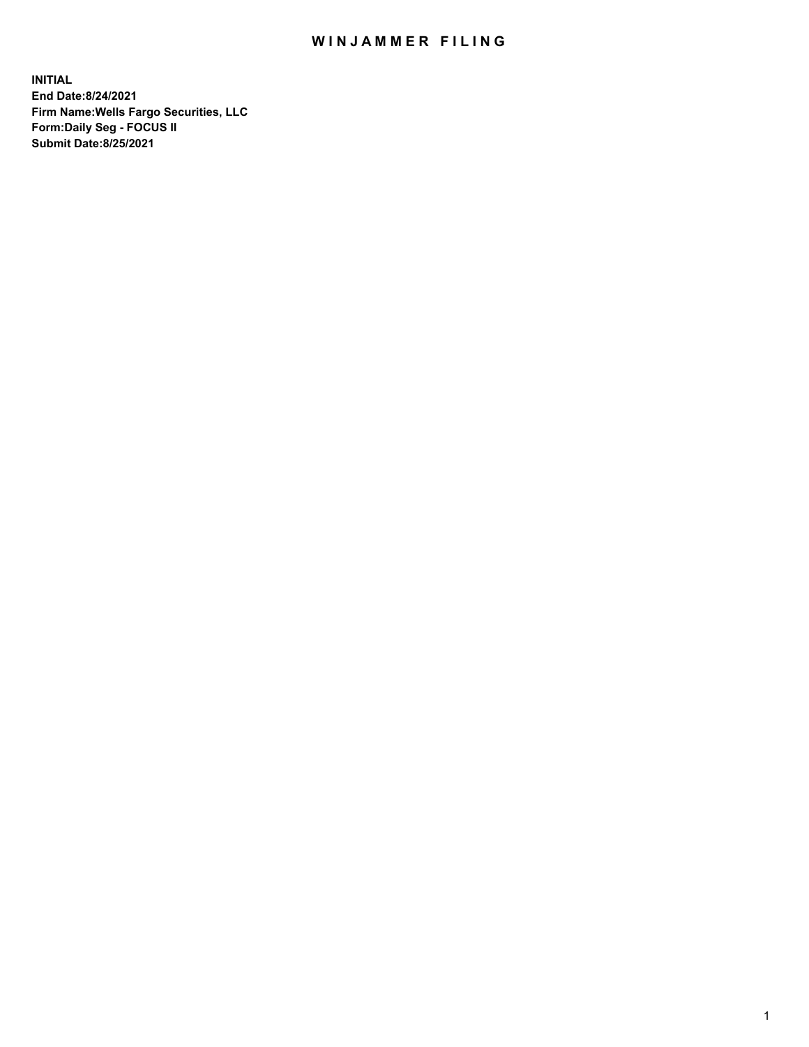# WINJAMMER FILING

**INITIAL**
**End Date:8/24/2021**
**Firm Name:Wells Fargo Securities, LLC**
**Form:Daily Seg - FOCUS II**
**Submit Date:8/25/2021**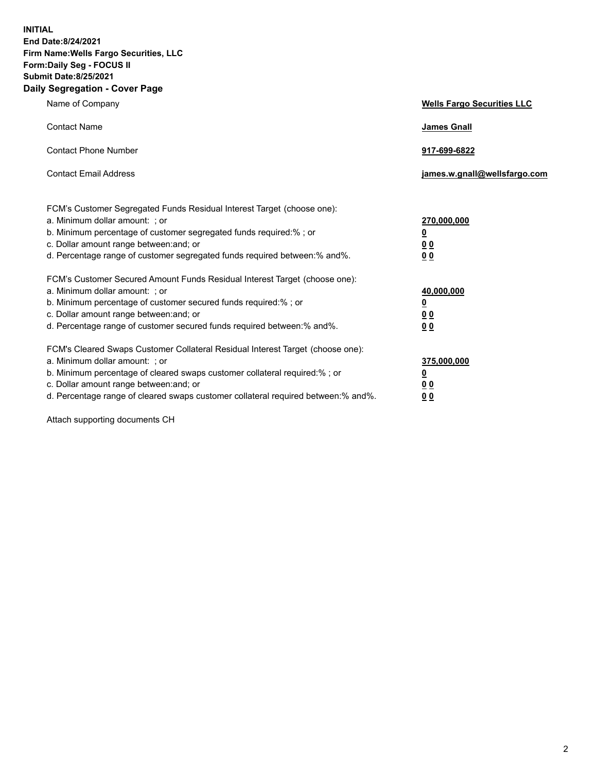**INITIAL**
**End Date:8/24/2021**
**Firm Name:Wells Fargo Securities, LLC**
**Form:Daily Seg - FOCUS II**
**Submit Date:8/25/2021**

## Daily Segregation - Cover Page

| | |
|---|---|
| Name of Company | **Wells Fargo Securities LLC** |
| Contact Name | **James Gnall** |
| Contact Phone Number | **917-699-6822** |
| Contact Email Address | **james.w.gnall@wellsfargo.com** |
| FCM's Customer Segregated Funds Residual Interest Target (choose one): | |
| a. Minimum dollar amount: ; or | **270,000,000** |
| b. Minimum percentage of customer segregated funds required:% ; or | **0** |
| c. Dollar amount range between:and; or | **0 0** |
| d. Percentage range of customer segregated funds required between:% and%. | **0 0** |
| FCM's Customer Secured Amount Funds Residual Interest Target (choose one): | |
| a. Minimum dollar amount: ; or | **40,000,000** |
| b. Minimum percentage of customer secured funds required:% ; or | **0** |
| c. Dollar amount range between:and; or | **0 0** |
| d. Percentage range of customer secured funds required between:% and%. | **0 0** |
| FCM's Cleared Swaps Customer Collateral Residual Interest Target (choose one): | |
| a. Minimum dollar amount: ; or | **375,000,000** |
| b. Minimum percentage of cleared swaps customer collateral required:% ; or | **0** |
| c. Dollar amount range between:and; or | **0 0** |
| d. Percentage range of cleared swaps customer collateral required between:% and%. | **0 0** |

Attach supporting documents CH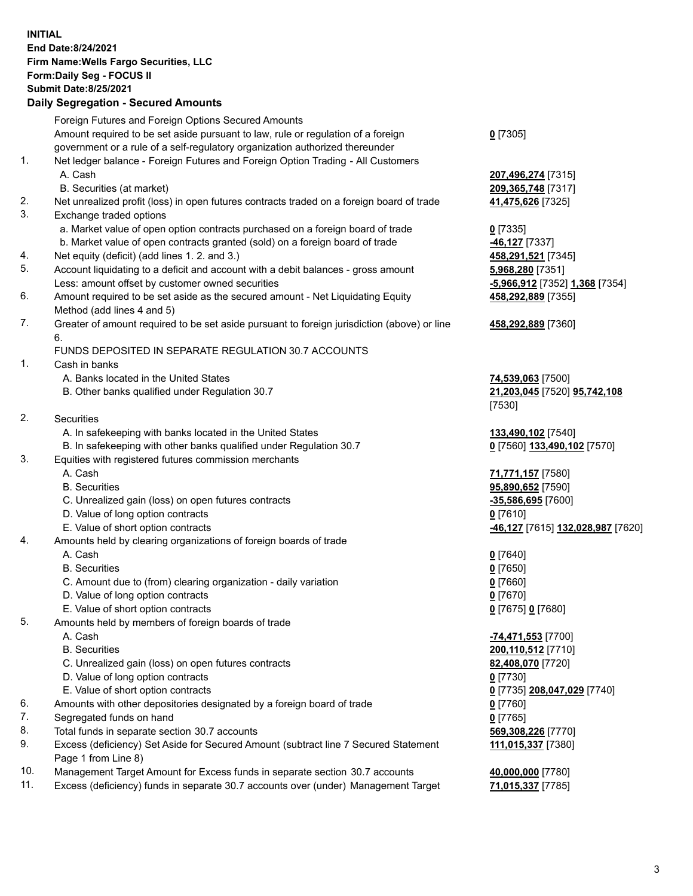**INITIAL**
**End Date:8/24/2021**
**Firm Name:Wells Fargo Securities, LLC**
**Form:Daily Seg - FOCUS II**
**Submit Date:8/25/2021**

## Daily Segregation - Secured Amounts

| | | |
|---|---|---|
| | Foreign Futures and Foreign Options Secured Amounts | |
| | Amount required to be set aside pursuant to law, rule or regulation of a foreign government or a rule of a self-regulatory organization authorized thereunder | **0** [7305] |
| 1. | Net ledger balance - Foreign Futures and Foreign Option Trading - All Customers | |
| | A. Cash | **207,496,274** [7315] |
| | B. Securities (at market) | **209,365,748** [7317] |
| 2. | Net unrealized profit (loss) in open futures contracts traded on a foreign board of trade | **41,475,626** [7325] |
| 3. | Exchange traded options | |
| | a. Market value of open option contracts purchased on a foreign board of trade | **0** [7335] |
| | b. Market value of open contracts granted (sold) on a foreign board of trade | **-46,127** [7337] |
| 4. | Net equity (deficit) (add lines 1. 2. and 3.) | **458,291,521** [7345] |
| 5. | Account liquidating to a deficit and account with a debit balances - gross amount | **5,968,280** [7351] |
| | Less: amount offset by customer owned securities | **-5,966,912** [7352] **1,368** [7354] |
| 6. | Amount required to be set aside as the secured amount - Net Liquidating Equity Method (add lines 4 and 5) | **458,292,889** [7355] |
| 7. | Greater of amount required to be set aside pursuant to foreign jurisdiction (above) or line 6. | **458,292,889** [7360] |
| | FUNDS DEPOSITED IN SEPARATE REGULATION 30.7 ACCOUNTS | |
| 1. | Cash in banks | |
| | A. Banks located in the United States | **74,539,063** [7500] |
| | B. Other banks qualified under Regulation 30.7 | **21,203,045** [7520] **95,742,108** [7530] |
| 2. | Securities | |
| | A. In safekeeping with banks located in the United States | **133,490,102** [7540] |
| | B. In safekeeping with other banks qualified under Regulation 30.7 | **0** [7560] **133,490,102** [7570] |
| 3. | Equities with registered futures commission merchants | |
| | A. Cash | **71,771,157** [7580] |
| | B. Securities | **95,890,652** [7590] |
| | C. Unrealized gain (loss) on open futures contracts | **-35,586,695** [7600] |
| | D. Value of long option contracts | **0** [7610] |
| | E. Value of short option contracts | **-46,127** [7615] **132,028,987** [7620] |
| 4. | Amounts held by clearing organizations of foreign boards of trade | |
| | A. Cash | **0** [7640] |
| | B. Securities | **0** [7650] |
| | C. Amount due to (from) clearing organization - daily variation | **0** [7660] |
| | D. Value of long option contracts | **0** [7670] |
| | E. Value of short option contracts | **0** [7675] **0** [7680] |
| 5. | Amounts held by members of foreign boards of trade | |
| | A. Cash | **-74,471,553** [7700] |
| | B. Securities | **200,110,512** [7710] |
| | C. Unrealized gain (loss) on open futures contracts | **82,408,070** [7720] |
| | D. Value of long option contracts | **0** [7730] |
| | E. Value of short option contracts | **0** [7735] **208,047,029** [7740] |
| 6. | Amounts with other depositories designated by a foreign board of trade | **0** [7760] |
| 7. | Segregated funds on hand | **0** [7765] |
| 8. | Total funds in separate section 30.7 accounts | **569,308,226** [7770] |
| 9. | Excess (deficiency) Set Aside for Secured Amount (subtract line 7 Secured Statement Page 1 from Line 8) | **111,015,337** [7380] |
| 10. | Management Target Amount for Excess funds in separate section 30.7 accounts | **40,000,000** [7780] |
| 11. | Excess (deficiency) funds in separate 30.7 accounts over (under) Management Target | **71,015,337** [7785] |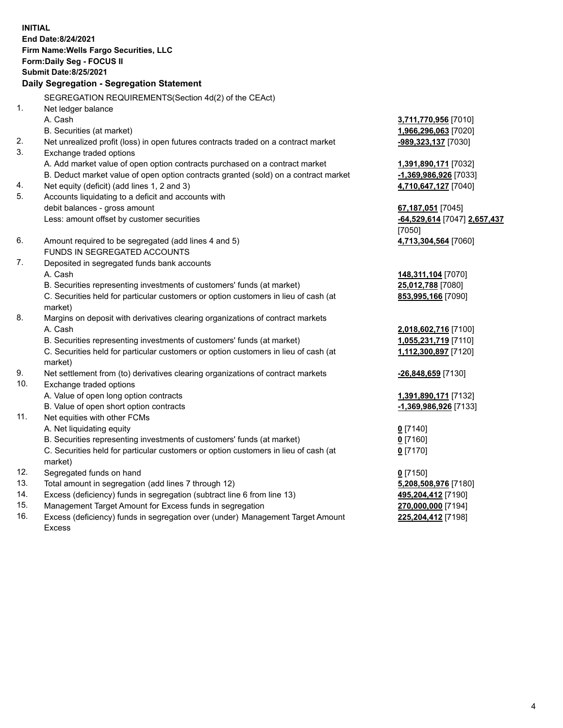**INITIAL**
**End Date:8/24/2021**
**Firm Name:Wells Fargo Securities, LLC**
**Form:Daily Seg - FOCUS II**
**Submit Date:8/25/2021**

### Daily Segregation - Segregation Statement

| | | |
|---|---|---|
| | SEGREGATION REQUIREMENTS(Section 4d(2) of the CEAct) | |
| 1. | Net ledger balance | |
| | A. Cash | **3,711,770,956** [7010] |
| | B. Securities (at market) | **1,966,296,063** [7020] |
| 2. | Net unrealized profit (loss) in open futures contracts traded on a contract market | **-989,323,137** [7030] |
| 3. | Exchange traded options | |
| | A. Add market value of open option contracts purchased on a contract market | **1,391,890,171** [7032] |
| | B. Deduct market value of open option contracts granted (sold) on a contract market | **-1,369,986,926** [7033] |
| 4. | Net equity (deficit) (add lines 1, 2 and 3) | **4,710,647,127** [7040] |
| 5. | Accounts liquidating to a deficit and accounts with debit balances - gross amount | **67,187,051** [7045] |
| | Less: amount offset by customer securities | **-64,529,614** [7047] **2,657,437** [7050] |
| 6. | Amount required to be segregated (add lines 4 and 5) | **4,713,304,564** [7060] |
| | FUNDS IN SEGREGATED ACCOUNTS | |
| 7. | Deposited in segregated funds bank accounts | |
| | A. Cash | **148,311,104** [7070] |
| | B. Securities representing investments of customers' funds (at market) | **25,012,788** [7080] |
| | C. Securities held for particular customers or option customers in lieu of cash (at market) | **853,995,166** [7090] |
| 8. | Margins on deposit with derivatives clearing organizations of contract markets | |
| | A. Cash | **2,018,602,716** [7100] |
| | B. Securities representing investments of customers' funds (at market) | **1,055,231,719** [7110] |
| | C. Securities held for particular customers or option customers in lieu of cash (at market) | **1,112,300,897** [7120] |
| 9. | Net settlement from (to) derivatives clearing organizations of contract markets | **-26,848,659** [7130] |
| 10. | Exchange traded options | |
| | A. Value of open long option contracts | **1,391,890,171** [7132] |
| | B. Value of open short option contracts | **-1,369,986,926** [7133] |
| 11. | Net equities with other FCMs | |
| | A. Net liquidating equity | **0** [7140] |
| | B. Securities representing investments of customers' funds (at market) | **0** [7160] |
| | C. Securities held for particular customers or option customers in lieu of cash (at market) | **0** [7170] |
| 12. | Segregated funds on hand | **0** [7150] |
| 13. | Total amount in segregation (add lines 7 through 12) | **5,208,508,976** [7180] |
| 14. | Excess (deficiency) funds in segregation (subtract line 6 from line 13) | **495,204,412** [7190] |
| 15. | Management Target Amount for Excess funds in segregation | **270,000,000** [7194] |
| 16. | Excess (deficiency) funds in segregation over (under) Management Target Amount Excess | **225,204,412** [7198] |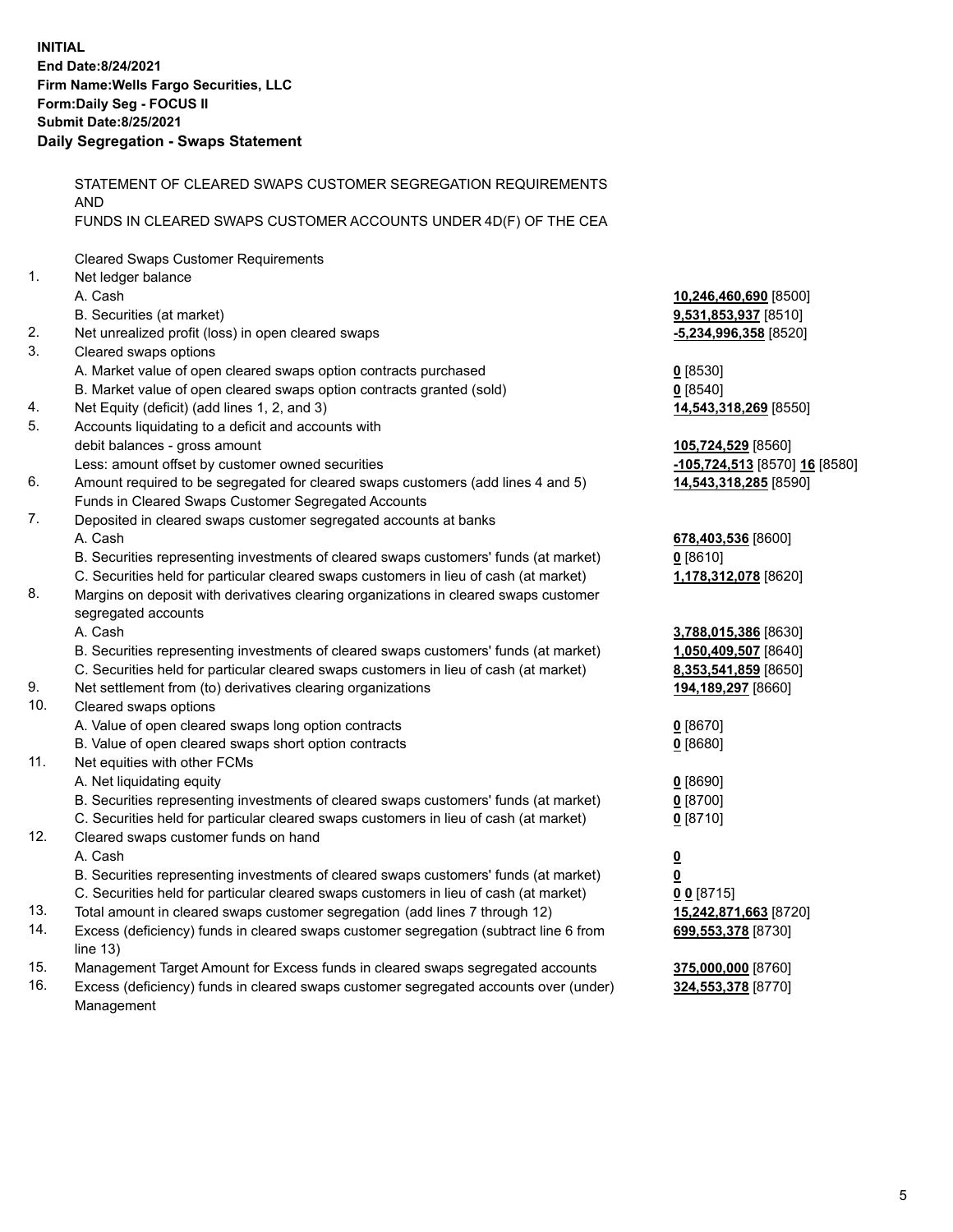**INITIAL**
**End Date:8/24/2021**
**Firm Name:Wells Fargo Securities, LLC**
**Form:Daily Seg - FOCUS II**
**Submit Date:8/25/2021**
**Daily Segregation - Swaps Statement**

STATEMENT OF CLEARED SWAPS CUSTOMER SEGREGATION REQUIREMENTS AND FUNDS IN CLEARED SWAPS CUSTOMER ACCOUNTS UNDER 4D(F) OF THE CEA

| | | |
|---|---|---|
| | Cleared Swaps Customer Requirements | |
| 1. | Net ledger balance | |
| | A. Cash | **10,246,460,690** [8500] |
| | B. Securities (at market) | **9,531,853,937** [8510] |
| 2. | Net unrealized profit (loss) in open cleared swaps | **-5,234,996,358** [8520] |
| 3. | Cleared swaps options | |
| | A. Market value of open cleared swaps option contracts purchased | **0** [8530] |
| | B. Market value of open cleared swaps option contracts granted (sold) | **0** [8540] |
| 4. | Net Equity (deficit) (add lines 1, 2, and 3) | **14,543,318,269** [8550] |
| 5. | Accounts liquidating to a deficit and accounts with debit balances - gross amount | **105,724,529** [8560] |
| | Less: amount offset by customer owned securities | **-105,724,513** [8570] **16** [8580] |
| 6. | Amount required to be segregated for cleared swaps customers (add lines 4 and 5) | **14,543,318,285** [8590] |
| | Funds in Cleared Swaps Customer Segregated Accounts | |
| 7. | Deposited in cleared swaps customer segregated accounts at banks | |
| | A. Cash | **678,403,536** [8600] |
| | B. Securities representing investments of cleared swaps customers' funds (at market) | **0** [8610] |
| | C. Securities held for particular cleared swaps customers in lieu of cash (at market) | **1,178,312,078** [8620] |
| 8. | Margins on deposit with derivatives clearing organizations in cleared swaps customer segregated accounts | |
| | A. Cash | **3,788,015,386** [8630] |
| | B. Securities representing investments of cleared swaps customers' funds (at market) | **1,050,409,507** [8640] |
| | C. Securities held for particular cleared swaps customers in lieu of cash (at market) | **8,353,541,859** [8650] |
| 9. | Net settlement from (to) derivatives clearing organizations | **194,189,297** [8660] |
| 10. | Cleared swaps options | |
| | A. Value of open cleared swaps long option contracts | **0** [8670] |
| | B. Value of open cleared swaps short option contracts | **0** [8680] |
| 11. | Net equities with other FCMs | |
| | A. Net liquidating equity | **0** [8690] |
| | B. Securities representing investments of cleared swaps customers' funds (at market) | **0** [8700] |
| | C. Securities held for particular cleared swaps customers in lieu of cash (at market) | **0** [8710] |
| 12. | Cleared swaps customer funds on hand | |
| | A. Cash | **0** |
| | B. Securities representing investments of cleared swaps customers' funds (at market) | **0** |
| | C. Securities held for particular cleared swaps customers in lieu of cash (at market) | **0** **0** [8715] |
| 13. | Total amount in cleared swaps customer segregation (add lines 7 through 12) | **15,242,871,663** [8720] |
| 14. | Excess (deficiency) funds in cleared swaps customer segregation (subtract line 6 from line 13) | **699,553,378** [8730] |
| 15. | Management Target Amount for Excess funds in cleared swaps segregated accounts | **375,000,000** [8760] |
| 16. | Excess (deficiency) funds in cleared swaps customer segregated accounts over (under) Management | **324,553,378** [8770] |